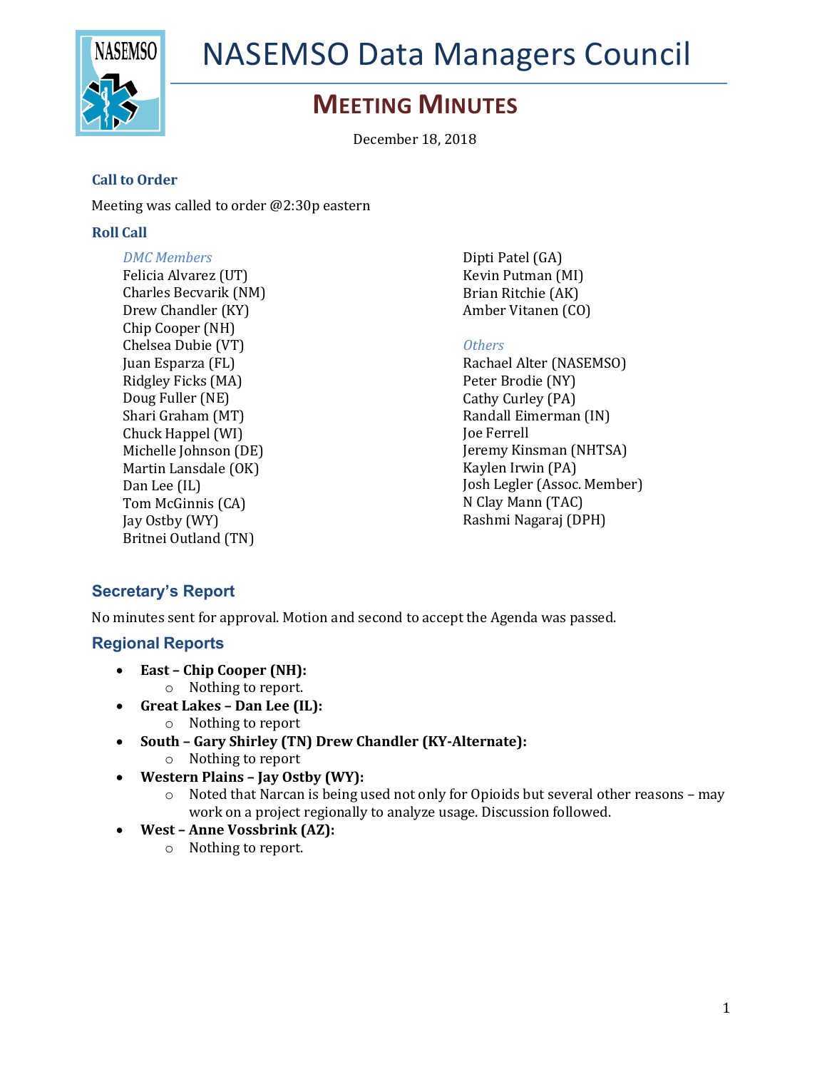# NASEMSO Data Managers Council

## MEETING MINUTES

December 18, 2018

### Call to Order

Meeting was called to order @2:30p eastern

### Roll Call

*DMC Members*

Felicia Alvarez (UT)
Charles Becvarik (NM)
Drew Chandler (KY)
Chip Cooper (NH)
Chelsea Dubie (VT)
Juan Esparza (FL)
Ridgley Ficks (MA)
Doug Fuller (NE)
Shari Graham (MT)
Chuck Happel (WI)
Michelle Johnson (DE)
Martin Lansdale (OK)
Dan Lee (IL)
Tom McGinnis (CA)
Jay Ostby (WY)
Britnei Outland (TN)
Dipti Patel (GA)
Kevin Putman (MI)
Brian Ritchie (AK)
Amber Vitanen (CO)

*Others*

Rachael Alter (NASEMSO)
Peter Brodie (NY)
Cathy Curley (PA)
Randall Eimerman (IN)
Joe Ferrell
Jeremy Kinsman (NHTSA)
Kaylen Irwin (PA)
Josh Legler (Assoc. Member)
N Clay Mann (TAC)
Rashmi Nagaraj (DPH)

## Secretary's Report

No minutes sent for approval. Motion and second to accept the Agenda was passed.

## Regional Reports

- **East – Chip Cooper (NH):**
  - Nothing to report.
- **Great Lakes – Dan Lee (IL):**
  - Nothing to report
- **South – Gary Shirley (TN) Drew Chandler (KY-Alternate):**
  - Nothing to report
- **Western Plains – Jay Ostby (WY):**
  - Noted that Narcan is being used not only for Opioids but several other reasons – may work on a project regionally to analyze usage. Discussion followed.
- **West – Anne Vossbrink (AZ):**
  - Nothing to report.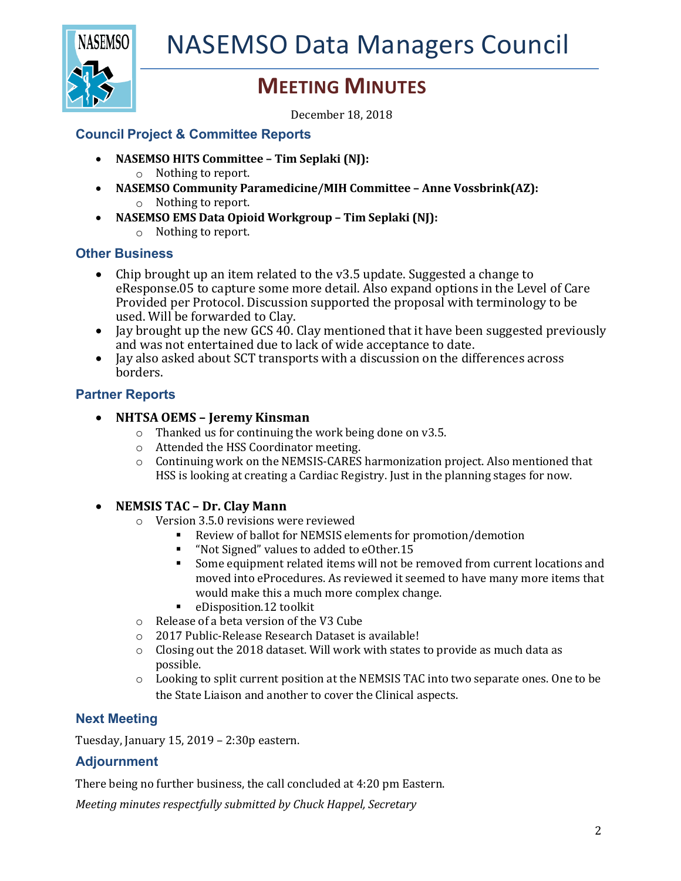# NASEMSO Data Managers Council

## MEETING MINUTES

December 18, 2018

### Council Project & Committee Reports

- **NASEMSO HITS Committee – Tim Seplaki (NJ):**
  - Nothing to report.
- **NASEMSO Community Paramedicine/MIH Committee – Anne Vossbrink(AZ):**
  - Nothing to report.
- **NASEMSO EMS Data Opioid Workgroup – Tim Seplaki (NJ):**
  - Nothing to report.

### Other Business

- Chip brought up an item related to the v3.5 update. Suggested a change to eResponse.05 to capture some more detail. Also expand options in the Level of Care Provided per Protocol. Discussion supported the proposal with terminology to be used. Will be forwarded to Clay.
- Jay brought up the new GCS 40. Clay mentioned that it have been suggested previously and was not entertained due to lack of wide acceptance to date.
- Jay also asked about SCT transports with a discussion on the differences across borders.

### Partner Reports

- **NHTSA OEMS – Jeremy Kinsman**
  - Thanked us for continuing the work being done on v3.5.
  - Attended the HSS Coordinator meeting.
  - Continuing work on the NEMSIS-CARES harmonization project. Also mentioned that HSS is looking at creating a Cardiac Registry. Just in the planning stages for now.

- **NEMSIS TAC – Dr. Clay Mann**
  - Version 3.5.0 revisions were reviewed
    - Review of ballot for NEMSIS elements for promotion/demotion
    - “Not Signed” values to added to eOther.15
    - Some equipment related items will not be removed from current locations and moved into eProcedures. As reviewed it seemed to have many more items that would make this a much more complex change.
    - eDisposition.12 toolkit
  - Release of a beta version of the V3 Cube
  - 2017 Public-Release Research Dataset is available!
  - Closing out the 2018 dataset. Will work with states to provide as much data as possible.
  - Looking to split current position at the NEMSIS TAC into two separate ones. One to be the State Liaison and another to cover the Clinical aspects.

### Next Meeting

Tuesday, January 15, 2019 – 2:30p eastern.

### Adjournment

There being no further business, the call concluded at 4:20 pm Eastern.

*Meeting minutes respectfully submitted by Chuck Happel, Secretary*